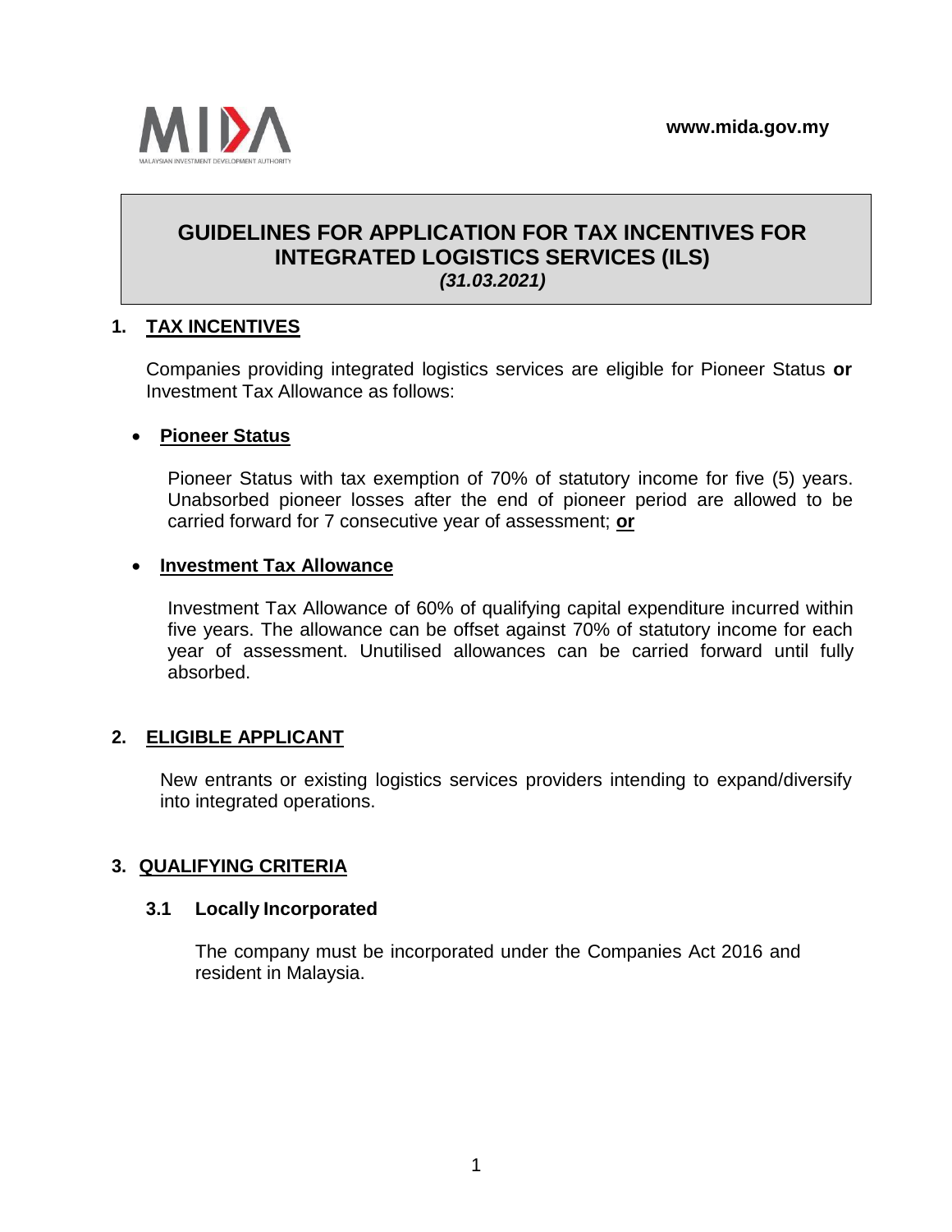www.mida.gov.my

# GUIDELINES FOR APPLICATION FOR TAX INCENTIVES FOR INTEGRATED LOGISTICS SERVICES (ILS)

***(31.03.2021)***

## 1. TAX INCENTIVES

Companies providing integrated logistics services are eligible for Pioneer Status **or** Investment Tax Allowance as follows:

- **Pioneer Status**

  Pioneer Status with tax exemption of 70% of statutory income for five (5) years. Unabsorbed pioneer losses after the end of pioneer period are allowed to be carried forward for 7 consecutive year of assessment; **or**

- **Investment Tax Allowance**

  Investment Tax Allowance of 60% of qualifying capital expenditure incurred within five years. The allowance can be offset against 70% of statutory income for each year of assessment. Unutilised allowances can be carried forward until fully absorbed.

## 2. ELIGIBLE APPLICANT

New entrants or existing logistics services providers intending to expand/diversify into integrated operations.

## 3. QUALIFYING CRITERIA

### 3.1 Locally Incorporated

The company must be incorporated under the Companies Act 2016 and resident in Malaysia.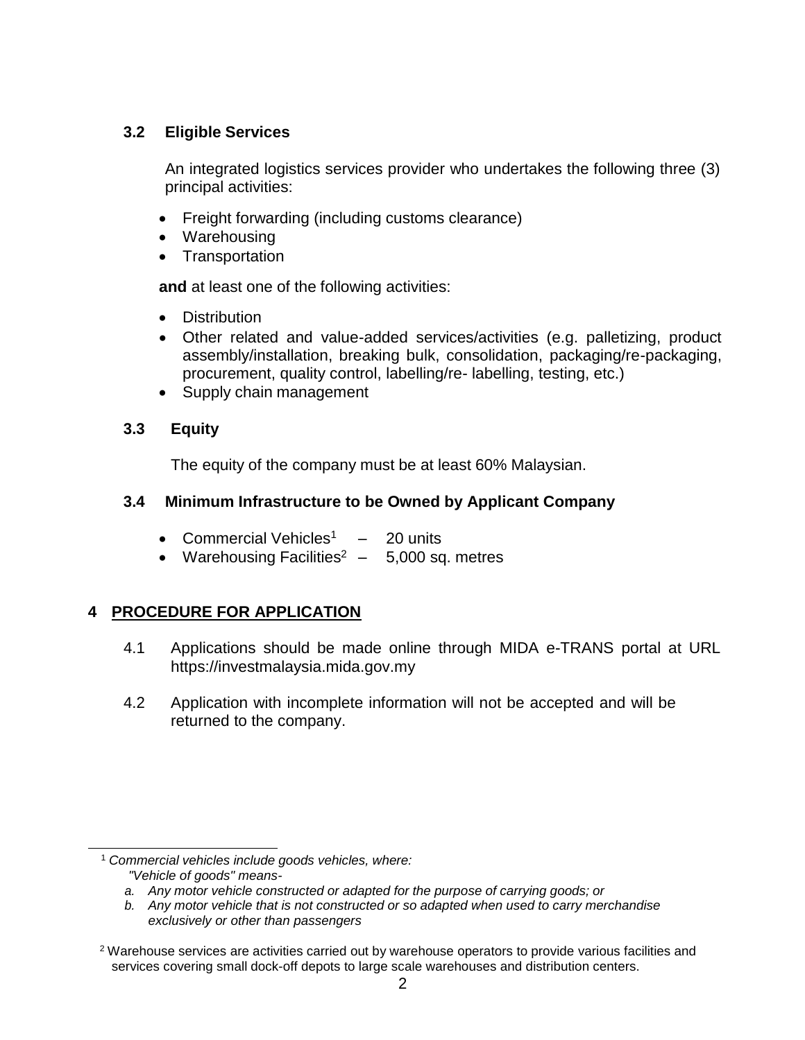### 3.2 Eligible Services

An integrated logistics services provider who undertakes the following three (3) principal activities:

- Freight forwarding (including customs clearance)
- Warehousing
- Transportation

**and** at least one of the following activities:

- Distribution
- Other related and value-added services/activities (e.g. palletizing, product assembly/installation, breaking bulk, consolidation, packaging/re-packaging, procurement, quality control, labelling/re- labelling, testing, etc.)
- Supply chain management

### 3.3 Equity

The equity of the company must be at least 60% Malaysian.

### 3.4 Minimum Infrastructure to be Owned by Applicant Company

- Commercial Vehicles[1] – 20 units
- Warehousing Facilities[2] – 5,000 sq. metres

## 4 PROCEDURE FOR APPLICATION

4.1 Applications should be made online through MIDA e-TRANS portal at URL https://investmalaysia.mida.gov.my

4.2 Application with incomplete information will not be accepted and will be returned to the company.

---

[1] *Commercial vehicles include goods vehicles, where:*
*"Vehicle of goods" means-*
*a. Any motor vehicle constructed or adapted for the purpose of carrying goods; or*
*b. Any motor vehicle that is not constructed or so adapted when used to carry merchandise exclusively or other than passengers*

[2] Warehouse services are activities carried out by warehouse operators to provide various facilities and services covering small dock-off depots to large scale warehouses and distribution centers.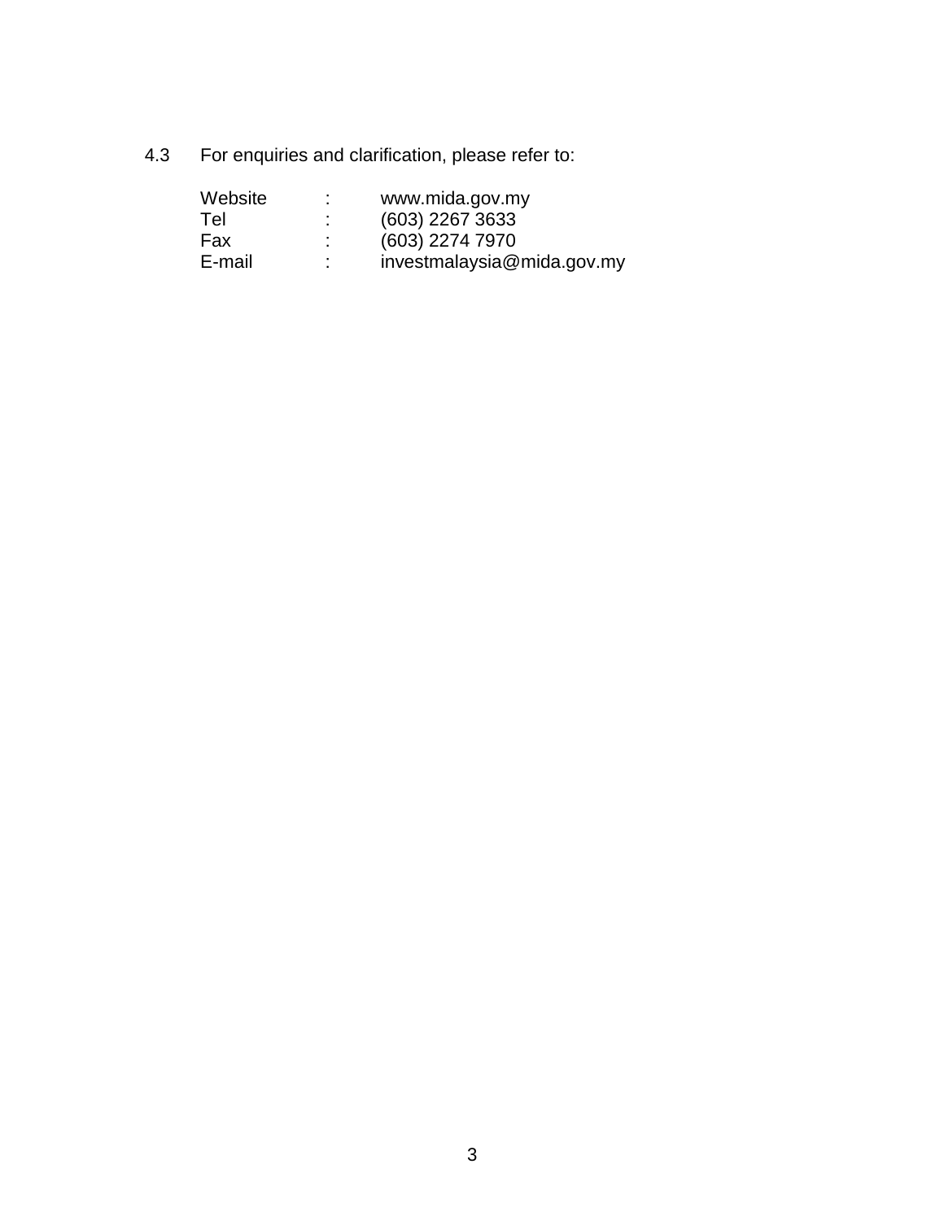4.3 For enquiries and clarification, please refer to:

| | | |
|---|---|---|
| Website | : | www.mida.gov.my |
| Tel | : | (603) 2267 3633 |
| Fax | : | (603) 2274 7970 |
| E-mail | : | investmalaysia@mida.gov.my |